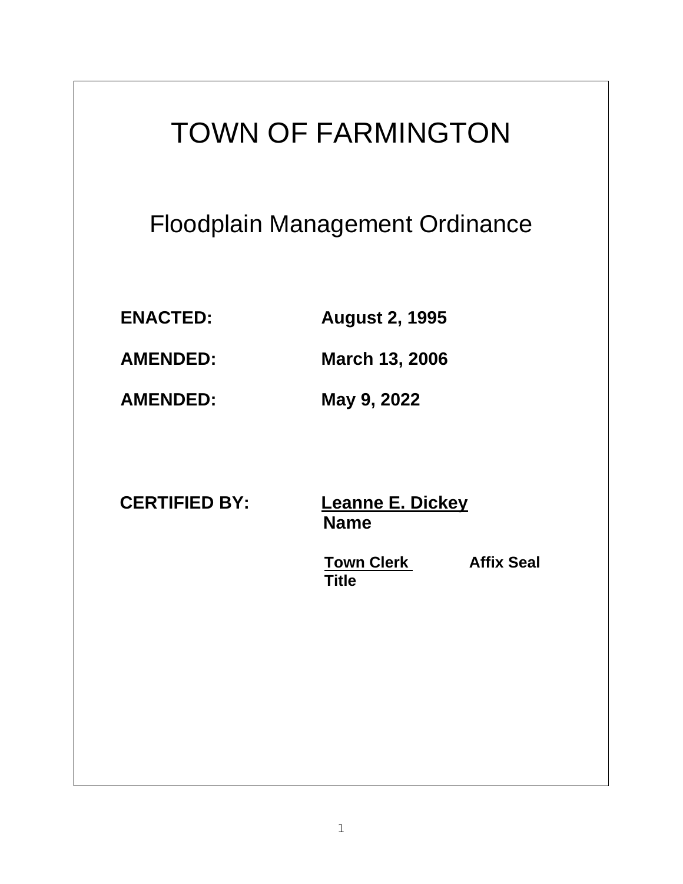# TOWN OF FARMINGTON

## Floodplain Management Ordinance

| | |
|---|---|
| **ENACTED:** | **August 2, 1995** |
| **AMENDED:** | **March 13, 2006** |
| **AMENDED:** | **May 9, 2022** |

**CERTIFIED BY:** **Leanne E. Dickey**
**Name**

**Town Clerk** **Affix Seal**
**Title**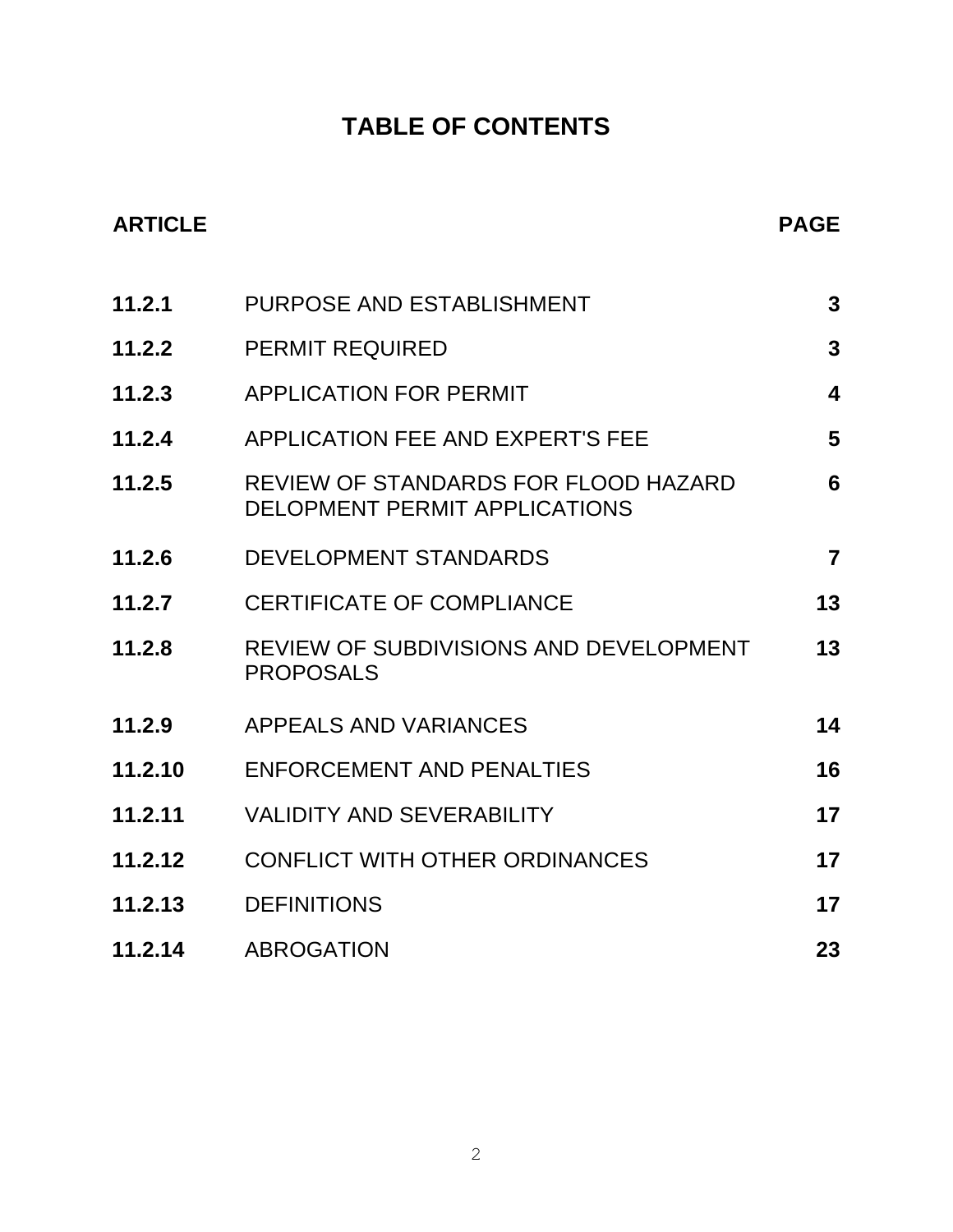# TABLE OF CONTENTS

| ARTICLE | | PAGE |
|---|---|---|
| 11.2.1 | PURPOSE AND ESTABLISHMENT | 3 |
| 11.2.2 | PERMIT REQUIRED | 3 |
| 11.2.3 | APPLICATION FOR PERMIT | 4 |
| 11.2.4 | APPLICATION FEE AND EXPERT'S FEE | 5 |
| 11.2.5 | REVIEW OF STANDARDS FOR FLOOD HAZARD DELOPMENT PERMIT APPLICATIONS | 6 |
| 11.2.6 | DEVELOPMENT STANDARDS | 7 |
| 11.2.7 | CERTIFICATE OF COMPLIANCE | 13 |
| 11.2.8 | REVIEW OF SUBDIVISIONS AND DEVELOPMENT PROPOSALS | 13 |
| 11.2.9 | APPEALS AND VARIANCES | 14 |
| 11.2.10 | ENFORCEMENT AND PENALTIES | 16 |
| 11.2.11 | VALIDITY AND SEVERABILITY | 17 |
| 11.2.12 | CONFLICT WITH OTHER ORDINANCES | 17 |
| 11.2.13 | DEFINITIONS | 17 |
| 11.2.14 | ABROGATION | 23 |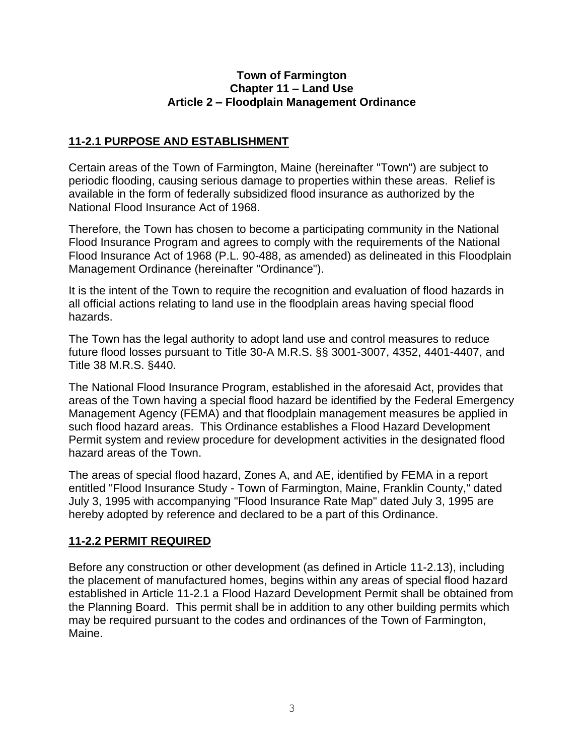**Town of Farmington**
**Chapter 11 – Land Use**
**Article 2 – Floodplain Management Ordinance**

## 11-2.1 PURPOSE AND ESTABLISHMENT

Certain areas of the Town of Farmington, Maine (hereinafter "Town") are subject to periodic flooding, causing serious damage to properties within these areas. Relief is available in the form of federally subsidized flood insurance as authorized by the National Flood Insurance Act of 1968.

Therefore, the Town has chosen to become a participating community in the National Flood Insurance Program and agrees to comply with the requirements of the National Flood Insurance Act of 1968 (P.L. 90-488, as amended) as delineated in this Floodplain Management Ordinance (hereinafter "Ordinance").

It is the intent of the Town to require the recognition and evaluation of flood hazards in all official actions relating to land use in the floodplain areas having special flood hazards.

The Town has the legal authority to adopt land use and control measures to reduce future flood losses pursuant to Title 30-A M.R.S. §§ 3001-3007, 4352, 4401-4407, and Title 38 M.R.S. §440.

The National Flood Insurance Program, established in the aforesaid Act, provides that areas of the Town having a special flood hazard be identified by the Federal Emergency Management Agency (FEMA) and that floodplain management measures be applied in such flood hazard areas. This Ordinance establishes a Flood Hazard Development Permit system and review procedure for development activities in the designated flood hazard areas of the Town.

The areas of special flood hazard, Zones A, and AE, identified by FEMA in a report entitled "Flood Insurance Study - Town of Farmington, Maine, Franklin County," dated July 3, 1995 with accompanying "Flood Insurance Rate Map" dated July 3, 1995 are hereby adopted by reference and declared to be a part of this Ordinance.

## 11-2.2 PERMIT REQUIRED

Before any construction or other development (as defined in Article 11-2.13), including the placement of manufactured homes, begins within any areas of special flood hazard established in Article 11-2.1 a Flood Hazard Development Permit shall be obtained from the Planning Board. This permit shall be in addition to any other building permits which may be required pursuant to the codes and ordinances of the Town of Farmington, Maine.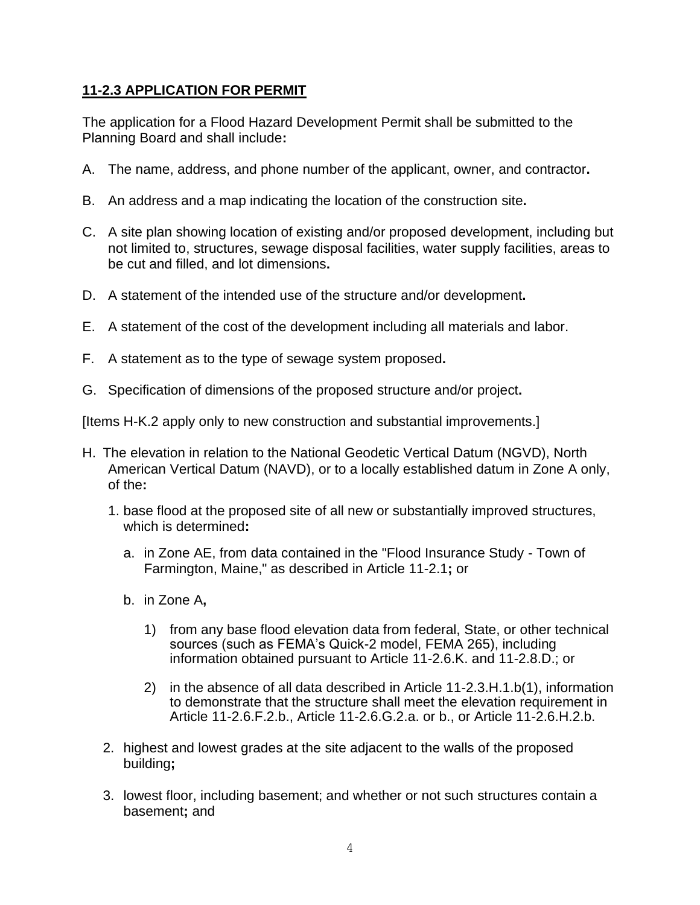## 11-2.3 APPLICATION FOR PERMIT

The application for a Flood Hazard Development Permit shall be submitted to the Planning Board and shall include**:**

A. The name, address, and phone number of the applicant, owner, and contractor**.**

B. An address and a map indicating the location of the construction site**.**

C. A site plan showing location of existing and/or proposed development, including but not limited to, structures, sewage disposal facilities, water supply facilities, areas to be cut and filled, and lot dimensions**.**

D. A statement of the intended use of the structure and/or development**.**

E. A statement of the cost of the development including all materials and labor.

F. A statement as to the type of sewage system proposed**.**

G. Specification of dimensions of the proposed structure and/or project**.**

[Items H-K.2 apply only to new construction and substantial improvements.]

H. The elevation in relation to the National Geodetic Vertical Datum (NGVD), North American Vertical Datum (NAVD), or to a locally established datum in Zone A only, of the**:**

   1. base flood at the proposed site of all new or substantially improved structures, which is determined**:**

      a. in Zone AE, from data contained in the "Flood Insurance Study - Town of Farmington, Maine," as described in Article 11-2.1**;** or

      b. in Zone A**,**

         1) from any base flood elevation data from federal, State, or other technical sources (such as FEMA's Quick-2 model, FEMA 265), including information obtained pursuant to Article 11-2.6.K. and 11-2.8.D.; or

         2) in the absence of all data described in Article 11-2.3.H.1.b(1), information to demonstrate that the structure shall meet the elevation requirement in Article 11-2.6.F.2.b., Article 11-2.6.G.2.a. or b., or Article 11-2.6.H.2.b.

   2. highest and lowest grades at the site adjacent to the walls of the proposed building**;**

   3. lowest floor, including basement; and whether or not such structures contain a basement**;** and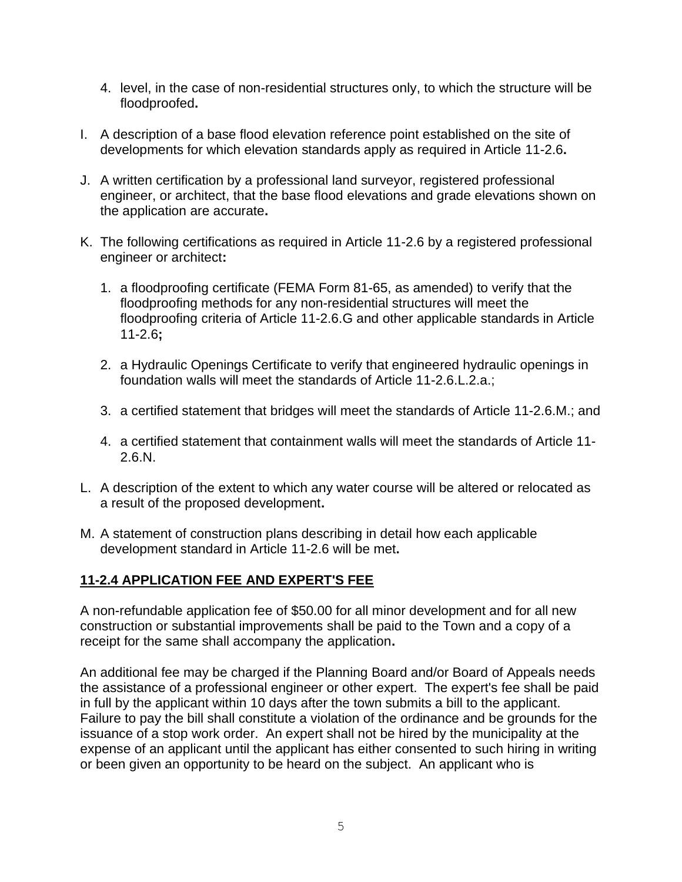4. level, in the case of non-residential structures only, to which the structure will be floodproofed**.**

I. A description of a base flood elevation reference point established on the site of developments for which elevation standards apply as required in Article 11-2.6**.**

J. A written certification by a professional land surveyor, registered professional engineer, or architect, that the base flood elevations and grade elevations shown on the application are accurate**.**

K. The following certifications as required in Article 11-2.6 by a registered professional engineer or architect**:**

   1. a floodproofing certificate (FEMA Form 81-65, as amended) to verify that the floodproofing methods for any non-residential structures will meet the floodproofing criteria of Article 11-2.6.G and other applicable standards in Article 11-2.6**;**

   2. a Hydraulic Openings Certificate to verify that engineered hydraulic openings in foundation walls will meet the standards of Article 11-2.6.L.2.a.;

   3. a certified statement that bridges will meet the standards of Article 11-2.6.M.; and

   4. a certified statement that containment walls will meet the standards of Article 11-2.6.N.

L. A description of the extent to which any water course will be altered or relocated as a result of the proposed development**.**

M. A statement of construction plans describing in detail how each applicable development standard in Article 11-2.6 will be met**.**

## 11-2.4 APPLICATION FEE AND EXPERT'S FEE

A non-refundable application fee of $50.00 for all minor development and for all new construction or substantial improvements shall be paid to the Town and a copy of a receipt for the same shall accompany the application**.**

An additional fee may be charged if the Planning Board and/or Board of Appeals needs the assistance of a professional engineer or other expert. The expert's fee shall be paid in full by the applicant within 10 days after the town submits a bill to the applicant. Failure to pay the bill shall constitute a violation of the ordinance and be grounds for the issuance of a stop work order. An expert shall not be hired by the municipality at the expense of an applicant until the applicant has either consented to such hiring in writing or been given an opportunity to be heard on the subject. An applicant who is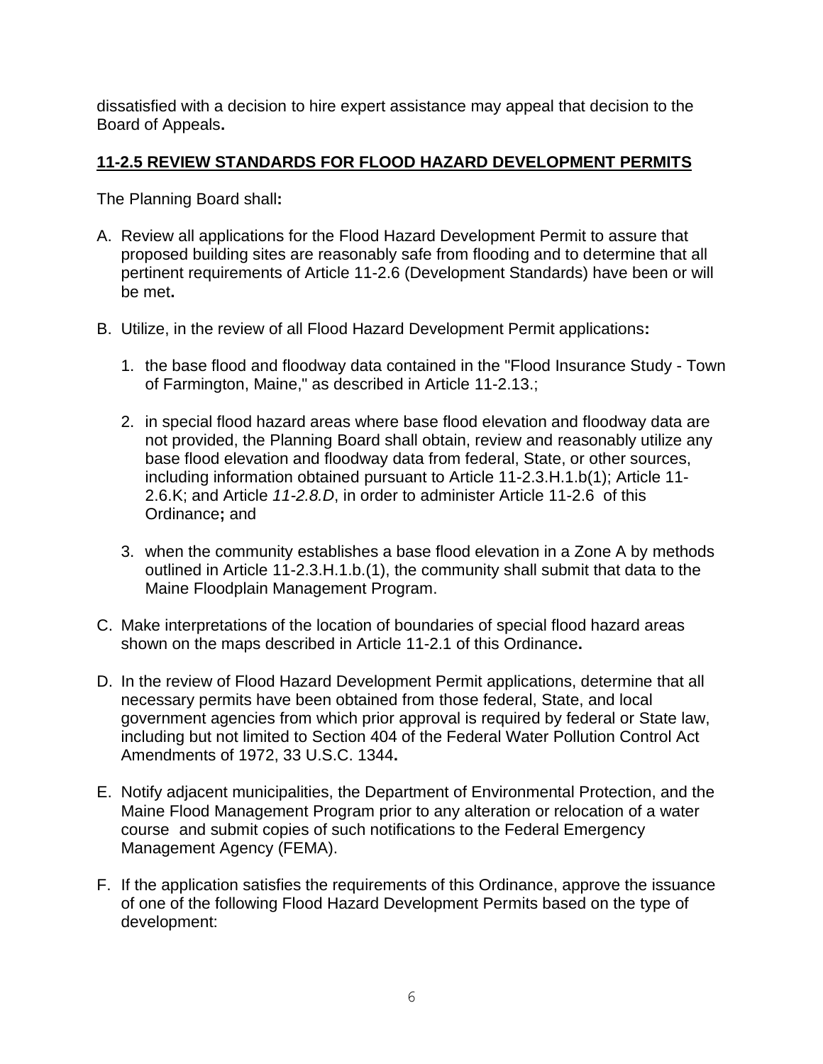dissatisfied with a decision to hire expert assistance may appeal that decision to the Board of Appeals**.**

## 11-2.5 REVIEW STANDARDS FOR FLOOD HAZARD DEVELOPMENT PERMITS

The Planning Board shall**:**

A. Review all applications for the Flood Hazard Development Permit to assure that proposed building sites are reasonably safe from flooding and to determine that all pertinent requirements of Article 11-2.6 (Development Standards) have been or will be met**.**

B. Utilize, in the review of all Flood Hazard Development Permit applications**:**

   1. the base flood and floodway data contained in the "Flood Insurance Study - Town of Farmington, Maine," as described in Article 11-2.13.;

   2. in special flood hazard areas where base flood elevation and floodway data are not provided, the Planning Board shall obtain, review and reasonably utilize any base flood elevation and floodway data from federal, State, or other sources, including information obtained pursuant to Article 11-2.3.H.1.b(1); Article 11-2.6.K; and Article *11-2.8.D*, in order to administer Article 11-2.6 of this Ordinance**;** and

   3. when the community establishes a base flood elevation in a Zone A by methods outlined in Article 11-2.3.H.1.b.(1), the community shall submit that data to the Maine Floodplain Management Program.

C. Make interpretations of the location of boundaries of special flood hazard areas shown on the maps described in Article 11-2.1 of this Ordinance**.**

D. In the review of Flood Hazard Development Permit applications, determine that all necessary permits have been obtained from those federal, State, and local government agencies from which prior approval is required by federal or State law, including but not limited to Section 404 of the Federal Water Pollution Control Act Amendments of 1972, 33 U.S.C. 1344**.**

E. Notify adjacent municipalities, the Department of Environmental Protection, and the Maine Flood Management Program prior to any alteration or relocation of a water course and submit copies of such notifications to the Federal Emergency Management Agency (FEMA).

F. If the application satisfies the requirements of this Ordinance, approve the issuance of one of the following Flood Hazard Development Permits based on the type of development: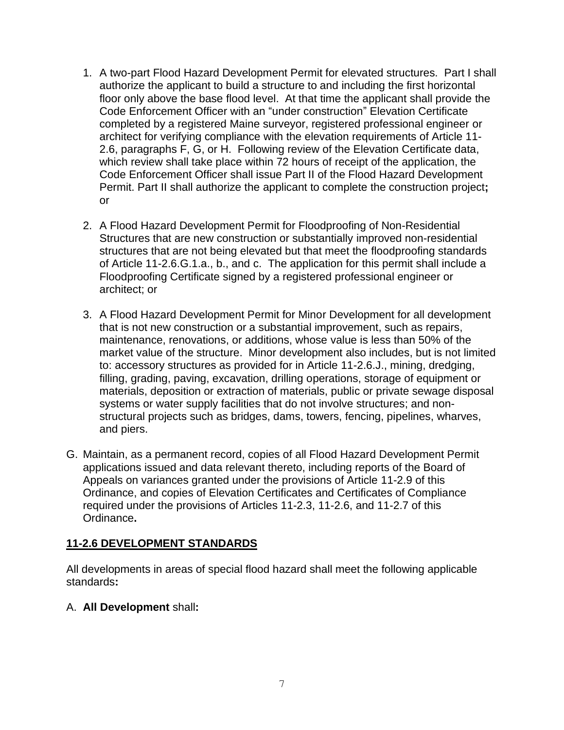1. A two-part Flood Hazard Development Permit for elevated structures. Part I shall authorize the applicant to build a structure to and including the first horizontal floor only above the base flood level. At that time the applicant shall provide the Code Enforcement Officer with an "under construction" Elevation Certificate completed by a registered Maine surveyor, registered professional engineer or architect for verifying compliance with the elevation requirements of Article 11-2.6, paragraphs F, G, or H. Following review of the Elevation Certificate data, which review shall take place within 72 hours of receipt of the application, the Code Enforcement Officer shall issue Part II of the Flood Hazard Development Permit. Part II shall authorize the applicant to complete the construction project**;** or

2. A Flood Hazard Development Permit for Floodproofing of Non-Residential Structures that are new construction or substantially improved non-residential structures that are not being elevated but that meet the floodproofing standards of Article 11-2.6.G.1.a., b., and c. The application for this permit shall include a Floodproofing Certificate signed by a registered professional engineer or architect; or

3. A Flood Hazard Development Permit for Minor Development for all development that is not new construction or a substantial improvement, such as repairs, maintenance, renovations, or additions, whose value is less than 50% of the market value of the structure. Minor development also includes, but is not limited to: accessory structures as provided for in Article 11-2.6.J., mining, dredging, filling, grading, paving, excavation, drilling operations, storage of equipment or materials, deposition or extraction of materials, public or private sewage disposal systems or water supply facilities that do not involve structures; and non-structural projects such as bridges, dams, towers, fencing, pipelines, wharves, and piers.

G. Maintain, as a permanent record, copies of all Flood Hazard Development Permit applications issued and data relevant thereto, including reports of the Board of Appeals on variances granted under the provisions of Article 11-2.9 of this Ordinance, and copies of Elevation Certificates and Certificates of Compliance required under the provisions of Articles 11-2.3, 11-2.6, and 11-2.7 of this Ordinance**.**

## 11-2.6 DEVELOPMENT STANDARDS

All developments in areas of special flood hazard shall meet the following applicable standards**:**

A. **All Development** shall**:**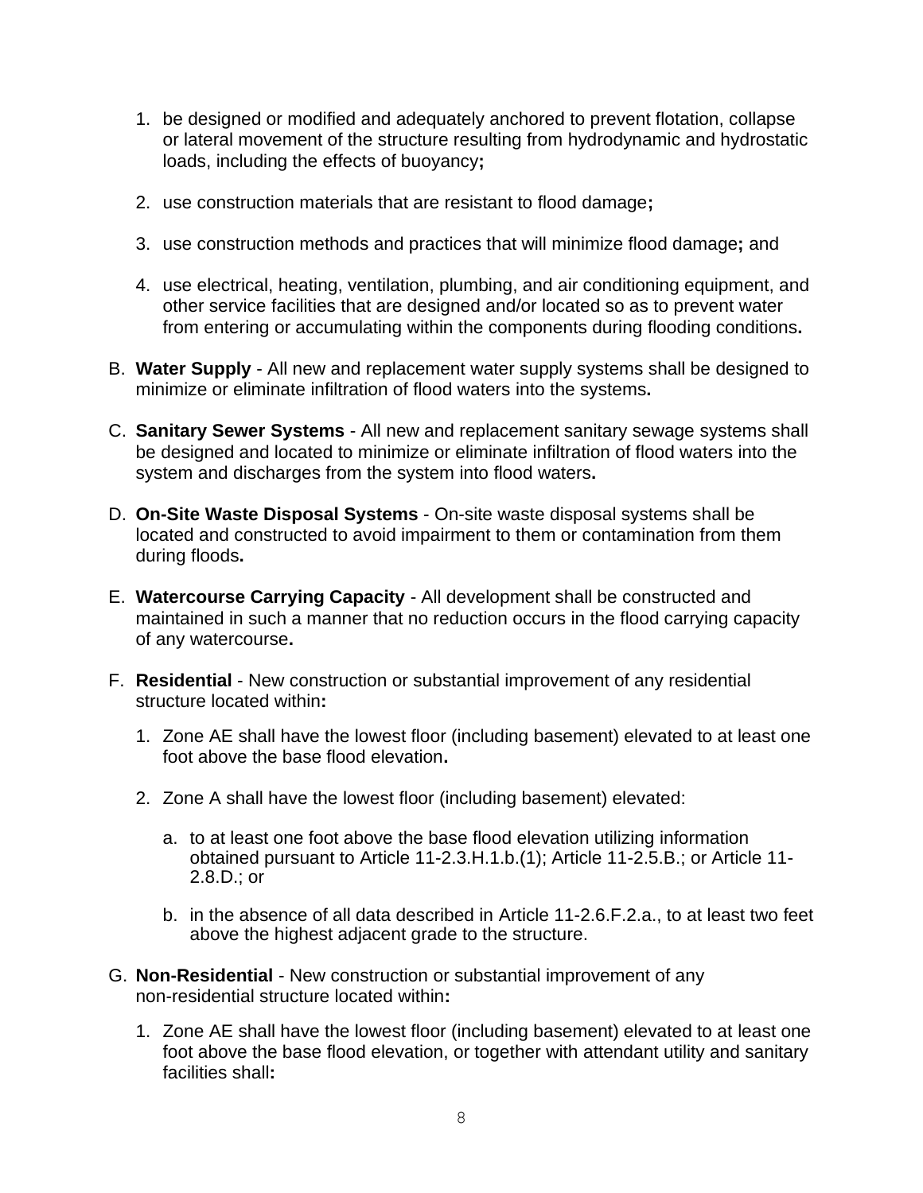1. be designed or modified and adequately anchored to prevent flotation, collapse or lateral movement of the structure resulting from hydrodynamic and hydrostatic loads, including the effects of buoyancy;

2. use construction materials that are resistant to flood damage;

3. use construction methods and practices that will minimize flood damage; and

4. use electrical, heating, ventilation, plumbing, and air conditioning equipment, and other service facilities that are designed and/or located so as to prevent water from entering or accumulating within the components during flooding conditions.

B. **Water Supply** - All new and replacement water supply systems shall be designed to minimize or eliminate infiltration of flood waters into the systems.

C. **Sanitary Sewer Systems** - All new and replacement sanitary sewage systems shall be designed and located to minimize or eliminate infiltration of flood waters into the system and discharges from the system into flood waters.

D. **On-Site Waste Disposal Systems** - On-site waste disposal systems shall be located and constructed to avoid impairment to them or contamination from them during floods.

E. **Watercourse Carrying Capacity** - All development shall be constructed and maintained in such a manner that no reduction occurs in the flood carrying capacity of any watercourse.

F. **Residential** - New construction or substantial improvement of any residential structure located within:

   1. Zone AE shall have the lowest floor (including basement) elevated to at least one foot above the base flood elevation.

   2. Zone A shall have the lowest floor (including basement) elevated:

      a. to at least one foot above the base flood elevation utilizing information obtained pursuant to Article 11-2.3.H.1.b.(1); Article 11-2.5.B.; or Article 11-2.8.D.; or

      b. in the absence of all data described in Article 11-2.6.F.2.a., to at least two feet above the highest adjacent grade to the structure.

G. **Non-Residential** - New construction or substantial improvement of any non-residential structure located within:

   1. Zone AE shall have the lowest floor (including basement) elevated to at least one foot above the base flood elevation, or together with attendant utility and sanitary facilities shall: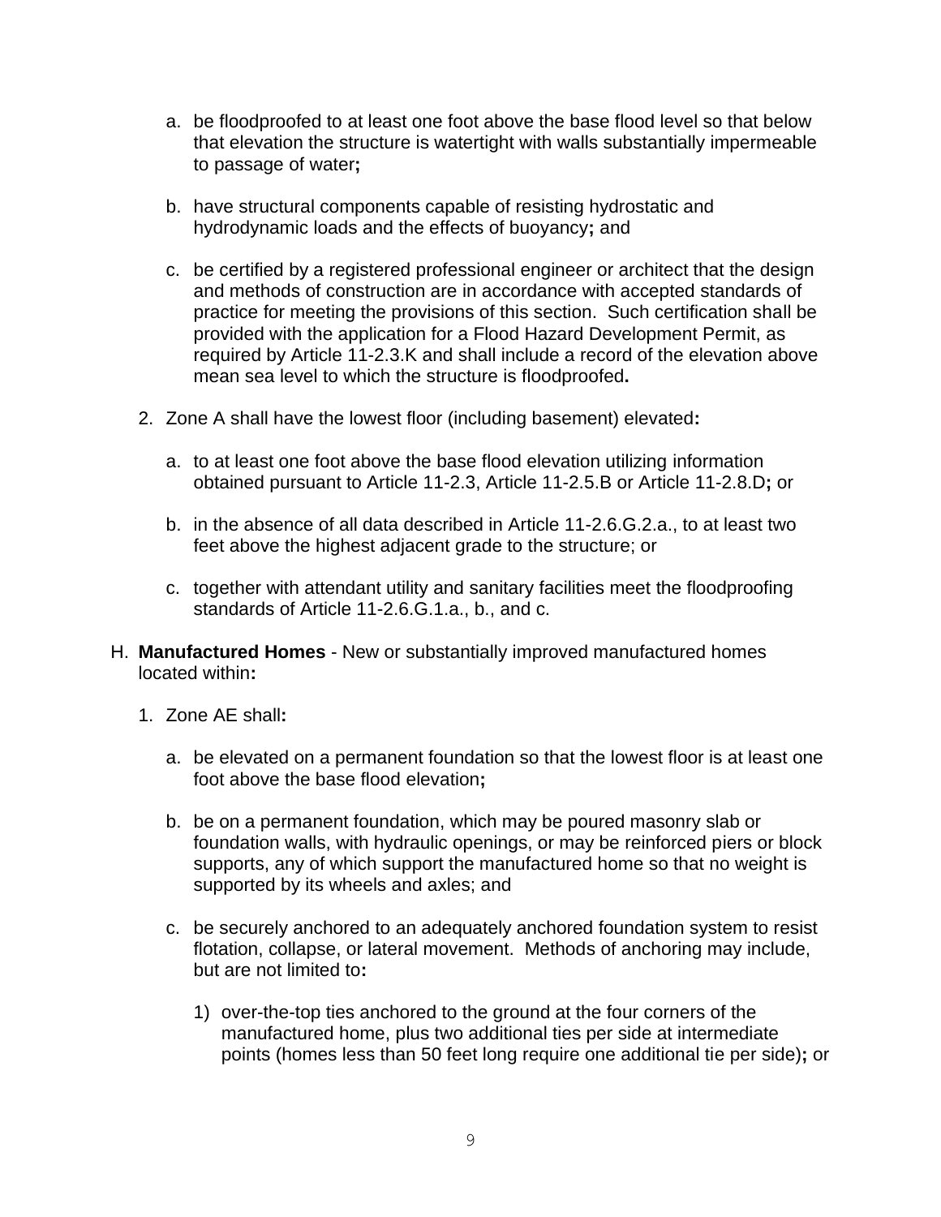a. be floodproofed to at least one foot above the base flood level so that below that elevation the structure is watertight with walls substantially impermeable to passage of water;

   b. have structural components capable of resisting hydrostatic and hydrodynamic loads and the effects of buoyancy; and

   c. be certified by a registered professional engineer or architect that the design and methods of construction are in accordance with accepted standards of practice for meeting the provisions of this section. Such certification shall be provided with the application for a Flood Hazard Development Permit, as required by Article 11-2.3.K and shall include a record of the elevation above mean sea level to which the structure is floodproofed.

2. Zone A shall have the lowest floor (including basement) elevated:

   a. to at least one foot above the base flood elevation utilizing information obtained pursuant to Article 11-2.3, Article 11-2.5.B or Article 11-2.8.D; or

   b. in the absence of all data described in Article 11-2.6.G.2.a., to at least two feet above the highest adjacent grade to the structure; or

   c. together with attendant utility and sanitary facilities meet the floodproofing standards of Article 11-2.6.G.1.a., b., and c.

H. **Manufactured Homes** - New or substantially improved manufactured homes located within:

1. Zone AE shall:

   a. be elevated on a permanent foundation so that the lowest floor is at least one foot above the base flood elevation;

   b. be on a permanent foundation, which may be poured masonry slab or foundation walls, with hydraulic openings, or may be reinforced piers or block supports, any of which support the manufactured home so that no weight is supported by its wheels and axles; and

   c. be securely anchored to an adequately anchored foundation system to resist flotation, collapse, or lateral movement. Methods of anchoring may include, but are not limited to:

      1) over-the-top ties anchored to the ground at the four corners of the manufactured home, plus two additional ties per side at intermediate points (homes less than 50 feet long require one additional tie per side); or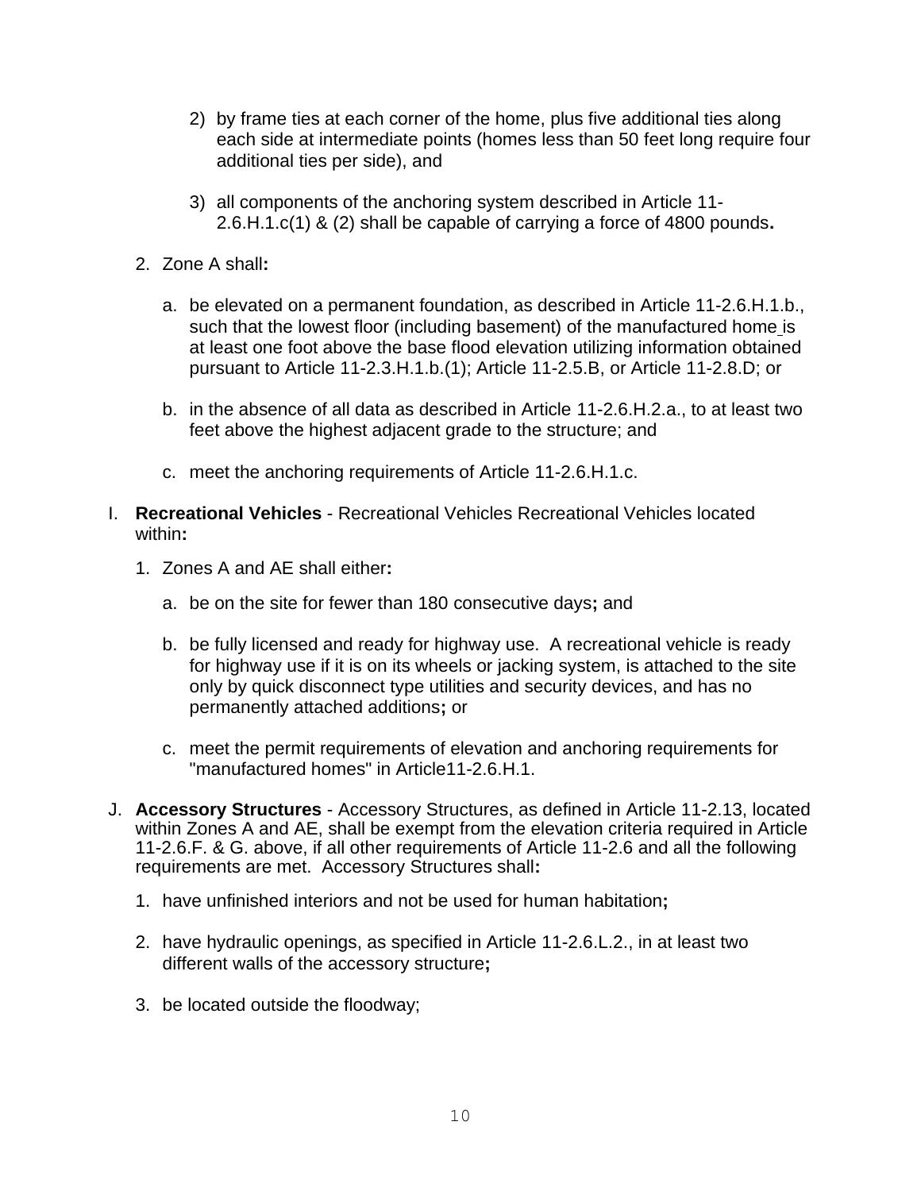2) by frame ties at each corner of the home, plus five additional ties along each side at intermediate points (homes less than 50 feet long require four additional ties per side), and

3) all components of the anchoring system described in Article 11-2.6.H.1.c(1) & (2) shall be capable of carrying a force of 4800 pounds**.**

2. Zone A shall**:**

   a. be elevated on a permanent foundation, as described in Article 11-2.6.H.1.b., such that the lowest floor (including basement) of the manufactured home is at least one foot above the base flood elevation utilizing information obtained pursuant to Article 11-2.3.H.1.b.(1); Article 11-2.5.B, or Article 11-2.8.D; or

   b. in the absence of all data as described in Article 11-2.6.H.2.a., to at least two feet above the highest adjacent grade to the structure; and

   c. meet the anchoring requirements of Article 11-2.6.H.1.c.

I. **Recreational Vehicles** - Recreational Vehicles Recreational Vehicles located within**:**

1. Zones A and AE shall either**:**

   a. be on the site for fewer than 180 consecutive days**;** and

   b. be fully licensed and ready for highway use. A recreational vehicle is ready for highway use if it is on its wheels or jacking system, is attached to the site only by quick disconnect type utilities and security devices, and has no permanently attached additions**;** or

   c. meet the permit requirements of elevation and anchoring requirements for "manufactured homes" in Article11-2.6.H.1.

J. **Accessory Structures** - Accessory Structures, as defined in Article 11-2.13, located within Zones A and AE, shall be exempt from the elevation criteria required in Article 11-2.6.F. & G. above, if all other requirements of Article 11-2.6 and all the following requirements are met. Accessory Structures shall**:**

1. have unfinished interiors and not be used for human habitation**;**

2. have hydraulic openings, as specified in Article 11-2.6.L.2., in at least two different walls of the accessory structure**;**

3. be located outside the floodway;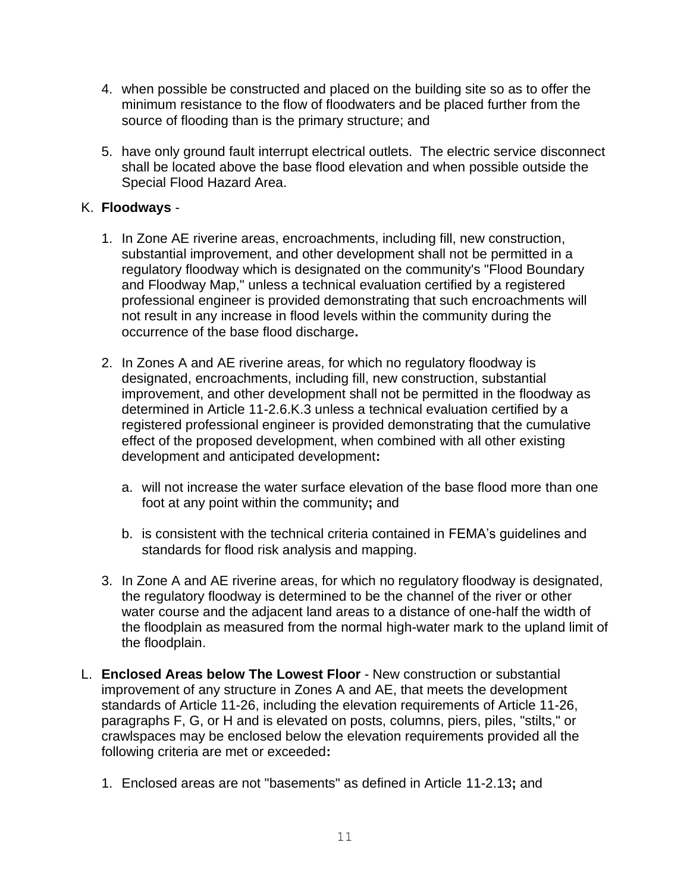4. when possible be constructed and placed on the building site so as to offer the minimum resistance to the flow of floodwaters and be placed further from the source of flooding than is the primary structure; and

5. have only ground fault interrupt electrical outlets. The electric service disconnect shall be located above the base flood elevation and when possible outside the Special Flood Hazard Area.

K. **Floodways** -

1. In Zone AE riverine areas, encroachments, including fill, new construction, substantial improvement, and other development shall not be permitted in a regulatory floodway which is designated on the community's "Flood Boundary and Floodway Map," unless a technical evaluation certified by a registered professional engineer is provided demonstrating that such encroachments will not result in any increase in flood levels within the community during the occurrence of the base flood discharge**.**

2. In Zones A and AE riverine areas, for which no regulatory floodway is designated, encroachments, including fill, new construction, substantial improvement, and other development shall not be permitted in the floodway as determined in Article 11-2.6.K.3 unless a technical evaluation certified by a registered professional engineer is provided demonstrating that the cumulative effect of the proposed development, when combined with all other existing development and anticipated development**:**

   a. will not increase the water surface elevation of the base flood more than one foot at any point within the community**;** and

   b. is consistent with the technical criteria contained in FEMA's guidelines and standards for flood risk analysis and mapping.

3. In Zone A and AE riverine areas, for which no regulatory floodway is designated, the regulatory floodway is determined to be the channel of the river or other water course and the adjacent land areas to a distance of one-half the width of the floodplain as measured from the normal high-water mark to the upland limit of the floodplain.

L. **Enclosed Areas below The Lowest Floor** - New construction or substantial improvement of any structure in Zones A and AE, that meets the development standards of Article 11-26, including the elevation requirements of Article 11-26, paragraphs F, G, or H and is elevated on posts, columns, piers, piles, "stilts," or crawlspaces may be enclosed below the elevation requirements provided all the following criteria are met or exceeded**:**

1. Enclosed areas are not "basements" as defined in Article 11-2.13**;** and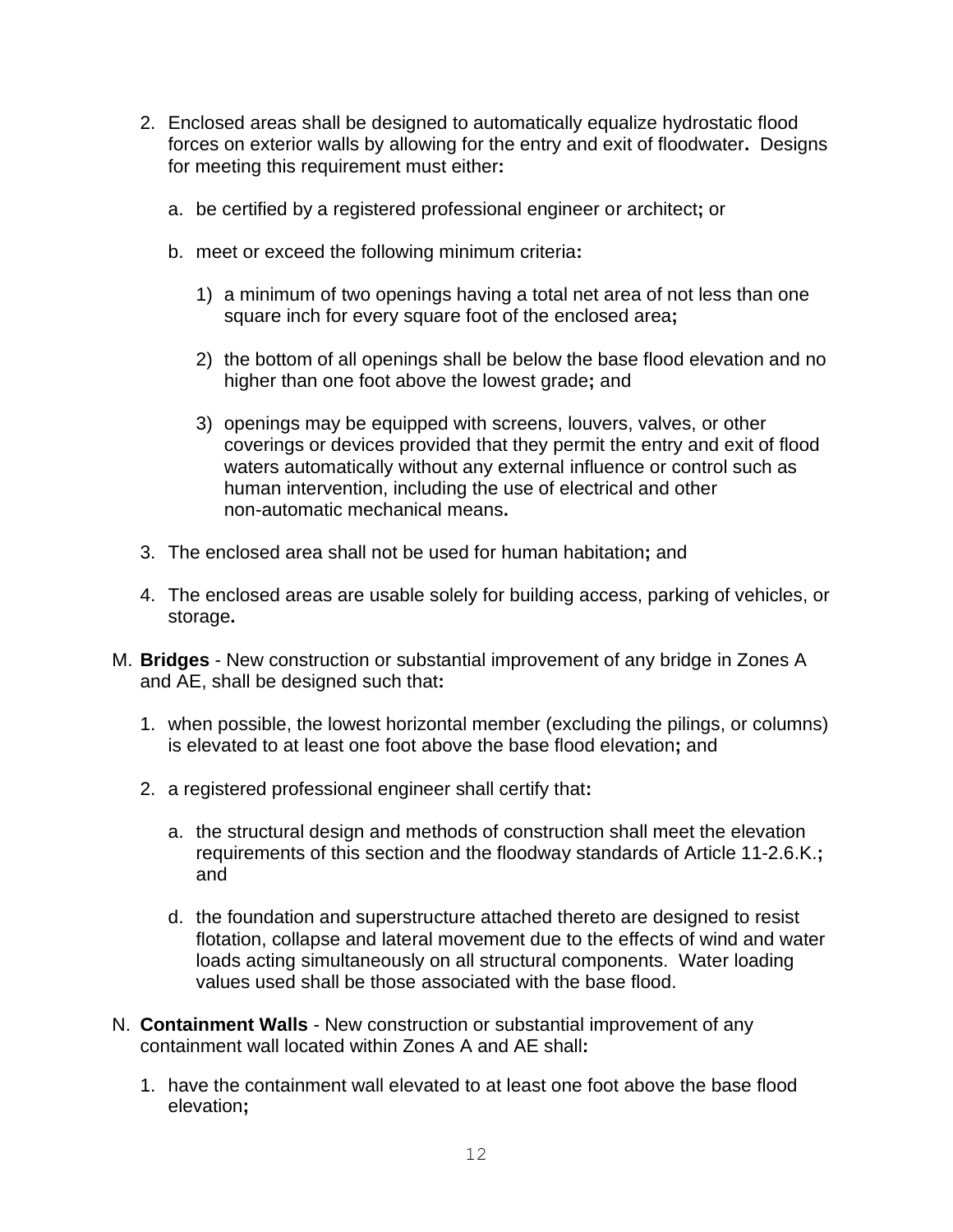2. Enclosed areas shall be designed to automatically equalize hydrostatic flood forces on exterior walls by allowing for the entry and exit of floodwater**.** Designs for meeting this requirement must either**:**

    a. be certified by a registered professional engineer or architect**;** or

    b. meet or exceed the following minimum criteria**:**

        1) a minimum of two openings having a total net area of not less than one square inch for every square foot of the enclosed area**;**

        2) the bottom of all openings shall be below the base flood elevation and no higher than one foot above the lowest grade**;** and

        3) openings may be equipped with screens, louvers, valves, or other coverings or devices provided that they permit the entry and exit of flood waters automatically without any external influence or control such as human intervention, including the use of electrical and other non-automatic mechanical means**.**

3. The enclosed area shall not be used for human habitation**;** and

4. The enclosed areas are usable solely for building access, parking of vehicles, or storage**.**

M. **Bridges** - New construction or substantial improvement of any bridge in Zones A and AE, shall be designed such that**:**

1. when possible, the lowest horizontal member (excluding the pilings, or columns) is elevated to at least one foot above the base flood elevation**;** and

2. a registered professional engineer shall certify that**:**

    a. the structural design and methods of construction shall meet the elevation requirements of this section and the floodway standards of Article 11-2.6.K.**;** and

    d. the foundation and superstructure attached thereto are designed to resist flotation, collapse and lateral movement due to the effects of wind and water loads acting simultaneously on all structural components. Water loading values used shall be those associated with the base flood.

N. **Containment Walls** - New construction or substantial improvement of any containment wall located within Zones A and AE shall**:**

1. have the containment wall elevated to at least one foot above the base flood elevation**;**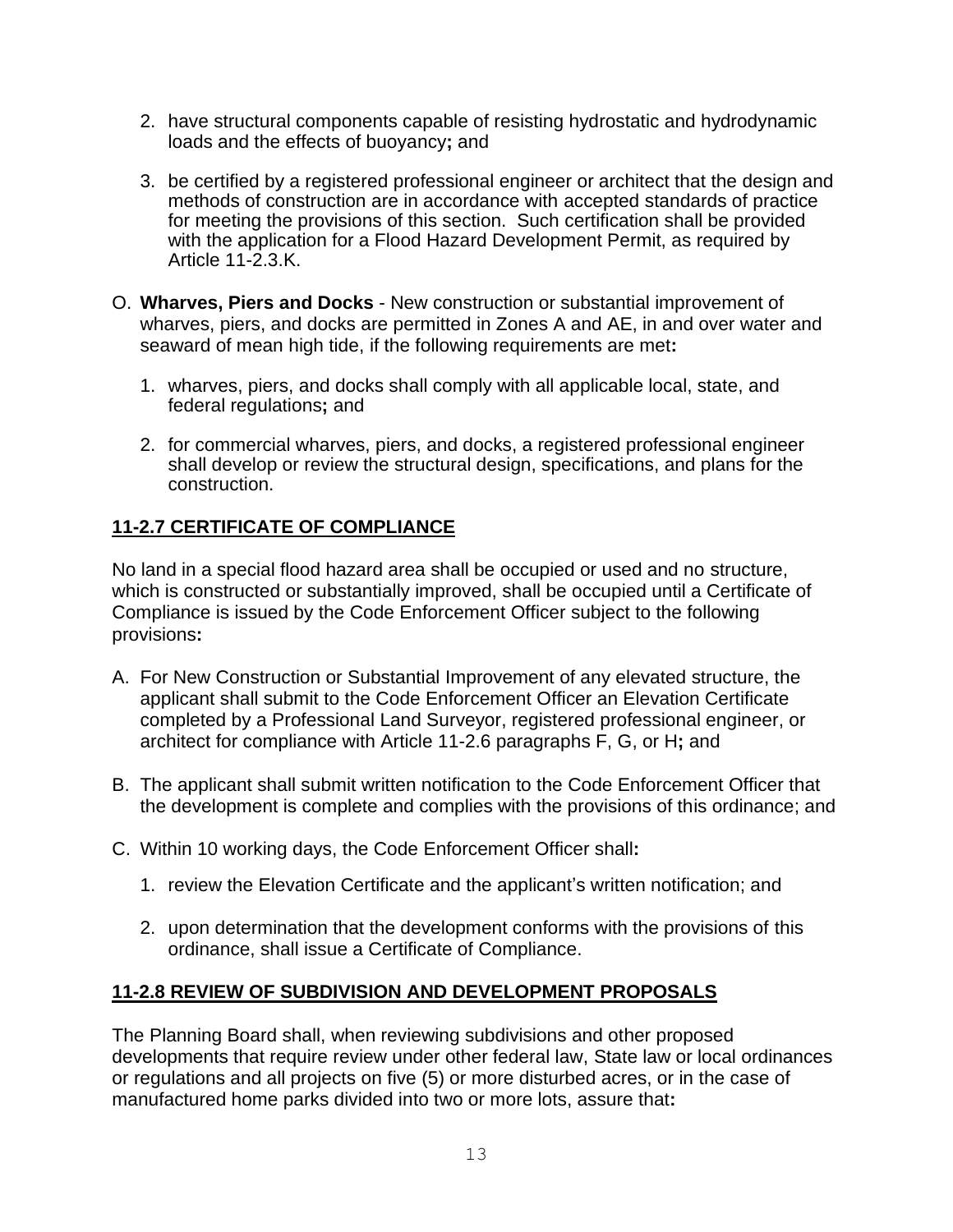2. have structural components capable of resisting hydrostatic and hydrodynamic loads and the effects of buoyancy**;** and

3. be certified by a registered professional engineer or architect that the design and methods of construction are in accordance with accepted standards of practice for meeting the provisions of this section. Such certification shall be provided with the application for a Flood Hazard Development Permit, as required by Article 11-2.3.K.

O. **Wharves, Piers and Docks** - New construction or substantial improvement of wharves, piers, and docks are permitted in Zones A and AE, in and over water and seaward of mean high tide, if the following requirements are met**:**

   1. wharves, piers, and docks shall comply with all applicable local, state, and federal regulations**;** and

   2. for commercial wharves, piers, and docks, a registered professional engineer shall develop or review the structural design, specifications, and plans for the construction.

## 11-2.7 CERTIFICATE OF COMPLIANCE

No land in a special flood hazard area shall be occupied or used and no structure, which is constructed or substantially improved, shall be occupied until a Certificate of Compliance is issued by the Code Enforcement Officer subject to the following provisions**:**

A. For New Construction or Substantial Improvement of any elevated structure, the applicant shall submit to the Code Enforcement Officer an Elevation Certificate completed by a Professional Land Surveyor, registered professional engineer, or architect for compliance with Article 11-2.6 paragraphs F, G, or H**;** and

B. The applicant shall submit written notification to the Code Enforcement Officer that the development is complete and complies with the provisions of this ordinance; and

C. Within 10 working days, the Code Enforcement Officer shall**:**

   1. review the Elevation Certificate and the applicant's written notification; and

   2. upon determination that the development conforms with the provisions of this ordinance, shall issue a Certificate of Compliance.

## 11-2.8 REVIEW OF SUBDIVISION AND DEVELOPMENT PROPOSALS

The Planning Board shall, when reviewing subdivisions and other proposed developments that require review under other federal law, State law or local ordinances or regulations and all projects on five (5) or more disturbed acres, or in the case of manufactured home parks divided into two or more lots, assure that**:**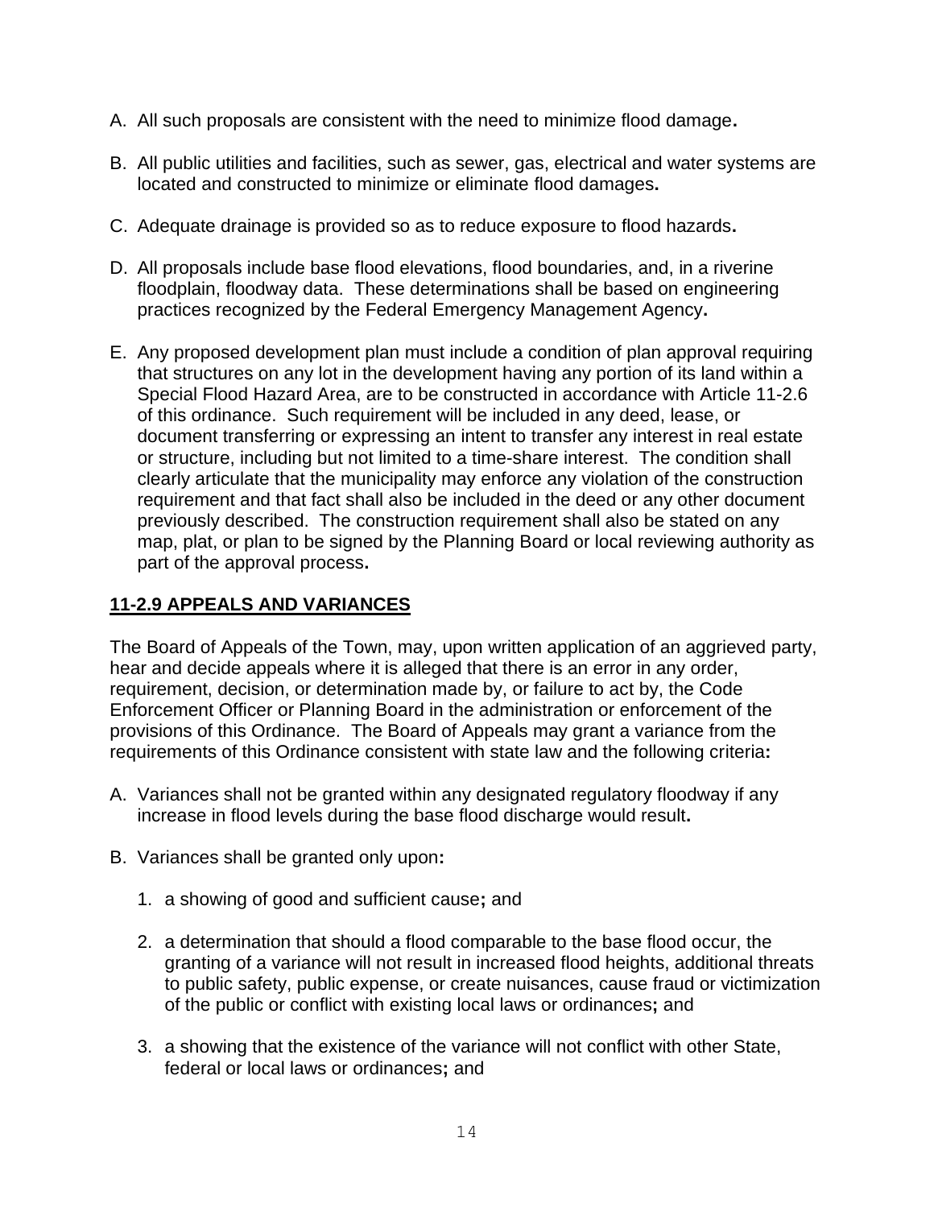A. All such proposals are consistent with the need to minimize flood damage.

B. All public utilities and facilities, such as sewer, gas, electrical and water systems are located and constructed to minimize or eliminate flood damages.

C. Adequate drainage is provided so as to reduce exposure to flood hazards.

D. All proposals include base flood elevations, flood boundaries, and, in a riverine floodplain, floodway data. These determinations shall be based on engineering practices recognized by the Federal Emergency Management Agency.

E. Any proposed development plan must include a condition of plan approval requiring that structures on any lot in the development having any portion of its land within a Special Flood Hazard Area, are to be constructed in accordance with Article 11-2.6 of this ordinance. Such requirement will be included in any deed, lease, or document transferring or expressing an intent to transfer any interest in real estate or structure, including but not limited to a time-share interest. The condition shall clearly articulate that the municipality may enforce any violation of the construction requirement and that fact shall also be included in the deed or any other document previously described. The construction requirement shall also be stated on any map, plat, or plan to be signed by the Planning Board or local reviewing authority as part of the approval process.

## 11-2.9 APPEALS AND VARIANCES

The Board of Appeals of the Town, may, upon written application of an aggrieved party, hear and decide appeals where it is alleged that there is an error in any order, requirement, decision, or determination made by, or failure to act by, the Code Enforcement Officer or Planning Board in the administration or enforcement of the provisions of this Ordinance. The Board of Appeals may grant a variance from the requirements of this Ordinance consistent with state law and the following criteria:

A. Variances shall not be granted within any designated regulatory floodway if any increase in flood levels during the base flood discharge would result.

B. Variances shall be granted only upon:

   1. a showing of good and sufficient cause; and

   2. a determination that should a flood comparable to the base flood occur, the granting of a variance will not result in increased flood heights, additional threats to public safety, public expense, or create nuisances, cause fraud or victimization of the public or conflict with existing local laws or ordinances; and

   3. a showing that the existence of the variance will not conflict with other State, federal or local laws or ordinances; and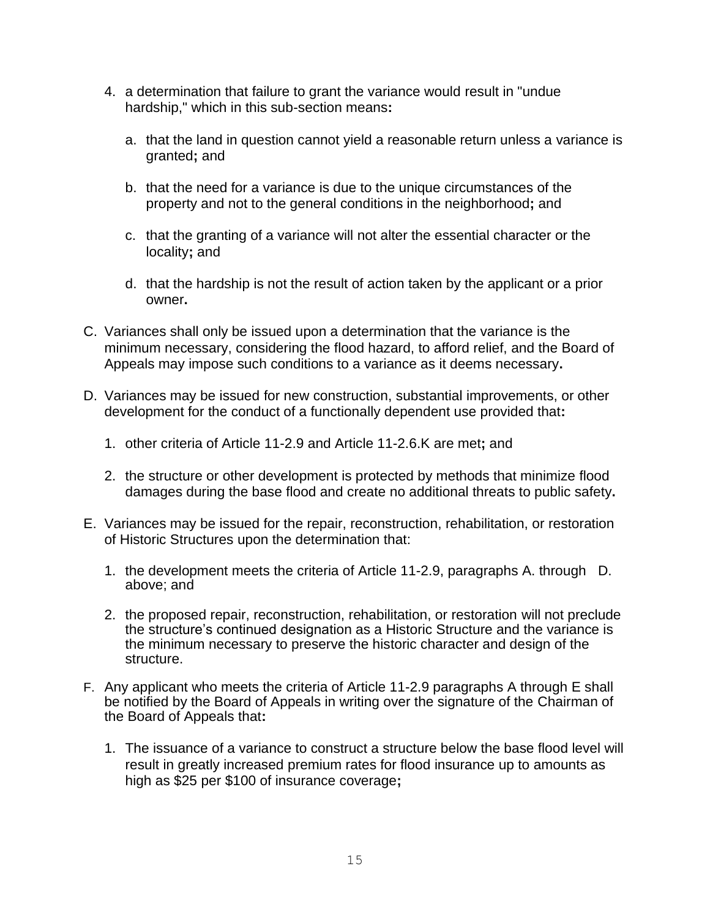4. a determination that failure to grant the variance would result in "undue hardship," which in this sub-section means**:**

    a. that the land in question cannot yield a reasonable return unless a variance is granted**;** and

    b. that the need for a variance is due to the unique circumstances of the property and not to the general conditions in the neighborhood**;** and

    c. that the granting of a variance will not alter the essential character or the locality**;** and

    d. that the hardship is not the result of action taken by the applicant or a prior owner**.**

C. Variances shall only be issued upon a determination that the variance is the minimum necessary, considering the flood hazard, to afford relief, and the Board of Appeals may impose such conditions to a variance as it deems necessary**.**

D. Variances may be issued for new construction, substantial improvements, or other development for the conduct of a functionally dependent use provided that**:**

    1. other criteria of Article 11-2.9 and Article 11-2.6.K are met**;** and

    2. the structure or other development is protected by methods that minimize flood damages during the base flood and create no additional threats to public safety**.**

E. Variances may be issued for the repair, reconstruction, rehabilitation, or restoration of Historic Structures upon the determination that:

    1. the development meets the criteria of Article 11-2.9, paragraphs A. through D. above; and

    2. the proposed repair, reconstruction, rehabilitation, or restoration will not preclude the structure's continued designation as a Historic Structure and the variance is the minimum necessary to preserve the historic character and design of the structure.

F. Any applicant who meets the criteria of Article 11-2.9 paragraphs A through E shall be notified by the Board of Appeals in writing over the signature of the Chairman of the Board of Appeals that**:**

    1. The issuance of a variance to construct a structure below the base flood level will result in greatly increased premium rates for flood insurance up to amounts as high as $25 per $100 of insurance coverage**;**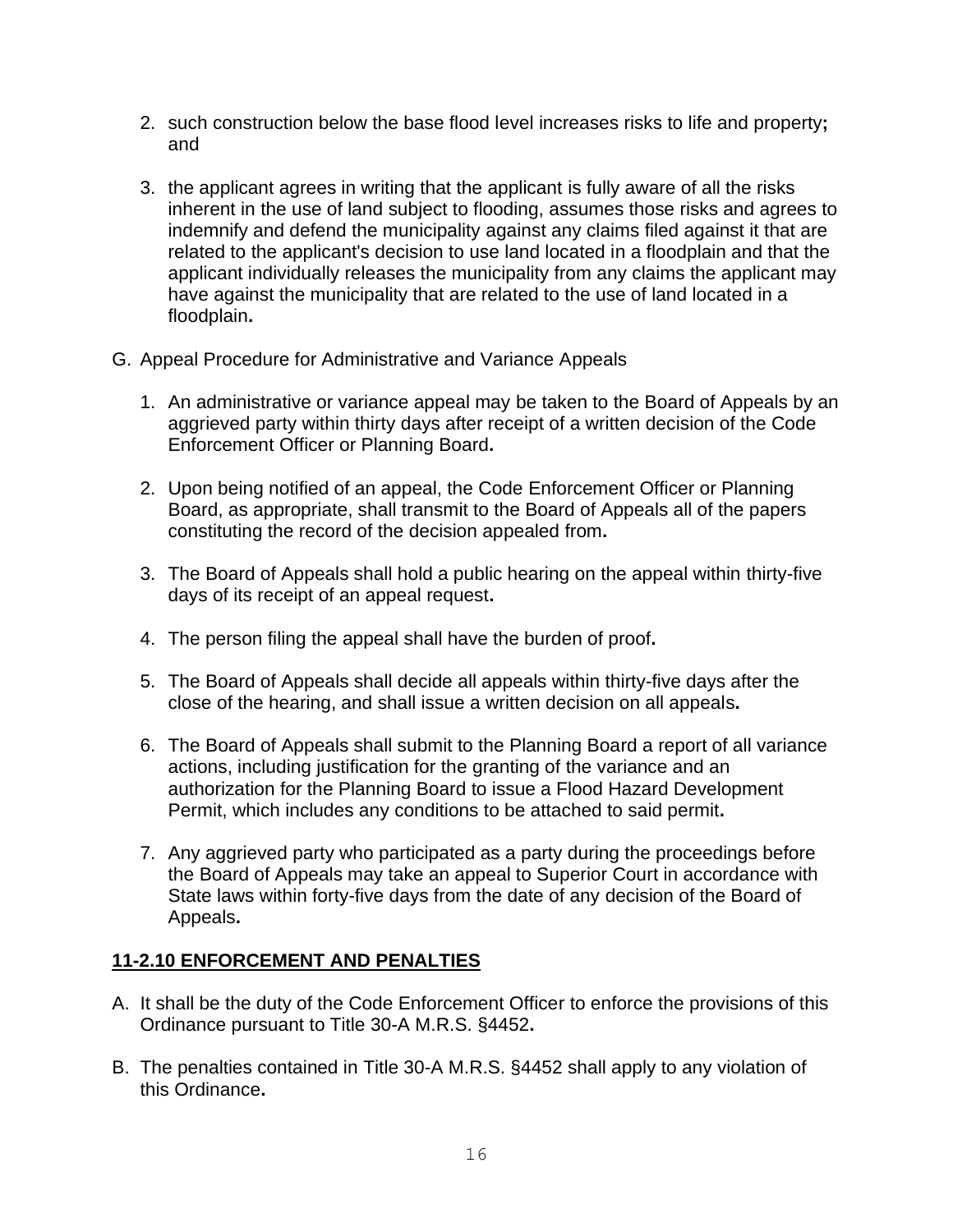2. such construction below the base flood level increases risks to life and property**;** and

3. the applicant agrees in writing that the applicant is fully aware of all the risks inherent in the use of land subject to flooding, assumes those risks and agrees to indemnify and defend the municipality against any claims filed against it that are related to the applicant's decision to use land located in a floodplain and that the applicant individually releases the municipality from any claims the applicant may have against the municipality that are related to the use of land located in a floodplain**.**

G. Appeal Procedure for Administrative and Variance Appeals

1. An administrative or variance appeal may be taken to the Board of Appeals by an aggrieved party within thirty days after receipt of a written decision of the Code Enforcement Officer or Planning Board**.**

2. Upon being notified of an appeal, the Code Enforcement Officer or Planning Board, as appropriate, shall transmit to the Board of Appeals all of the papers constituting the record of the decision appealed from**.**

3. The Board of Appeals shall hold a public hearing on the appeal within thirty-five days of its receipt of an appeal request**.**

4. The person filing the appeal shall have the burden of proof**.**

5. The Board of Appeals shall decide all appeals within thirty-five days after the close of the hearing, and shall issue a written decision on all appeals**.**

6. The Board of Appeals shall submit to the Planning Board a report of all variance actions, including justification for the granting of the variance and an authorization for the Planning Board to issue a Flood Hazard Development Permit, which includes any conditions to be attached to said permit**.**

7. Any aggrieved party who participated as a party during the proceedings before the Board of Appeals may take an appeal to Superior Court in accordance with State laws within forty-five days from the date of any decision of the Board of Appeals**.**

## 11-2.10 ENFORCEMENT AND PENALTIES

A. It shall be the duty of the Code Enforcement Officer to enforce the provisions of this Ordinance pursuant to Title 30-A M.R.S. §4452**.**

B. The penalties contained in Title 30-A M.R.S. §4452 shall apply to any violation of this Ordinance**.**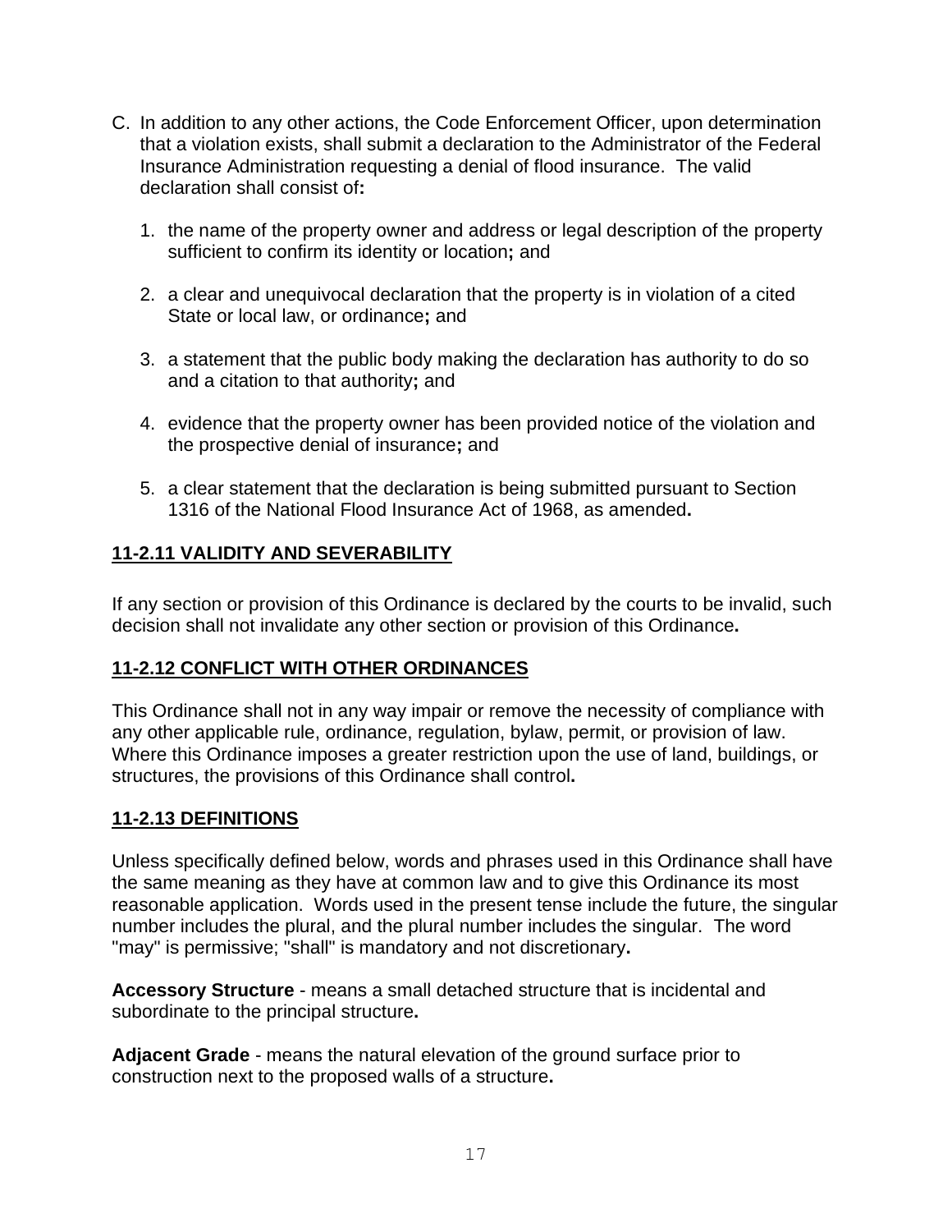C. In addition to any other actions, the Code Enforcement Officer, upon determination that a violation exists, shall submit a declaration to the Administrator of the Federal Insurance Administration requesting a denial of flood insurance. The valid declaration shall consist of:

   1. the name of the property owner and address or legal description of the property sufficient to confirm its identity or location; and

   2. a clear and unequivocal declaration that the property is in violation of a cited State or local law, or ordinance; and

   3. a statement that the public body making the declaration has authority to do so and a citation to that authority; and

   4. evidence that the property owner has been provided notice of the violation and the prospective denial of insurance; and

   5. a clear statement that the declaration is being submitted pursuant to Section 1316 of the National Flood Insurance Act of 1968, as amended.

## 11-2.11 VALIDITY AND SEVERABILITY

If any section or provision of this Ordinance is declared by the courts to be invalid, such decision shall not invalidate any other section or provision of this Ordinance.

## 11-2.12 CONFLICT WITH OTHER ORDINANCES

This Ordinance shall not in any way impair or remove the necessity of compliance with any other applicable rule, ordinance, regulation, bylaw, permit, or provision of law. Where this Ordinance imposes a greater restriction upon the use of land, buildings, or structures, the provisions of this Ordinance shall control.

## 11-2.13 DEFINITIONS

Unless specifically defined below, words and phrases used in this Ordinance shall have the same meaning as they have at common law and to give this Ordinance its most reasonable application. Words used in the present tense include the future, the singular number includes the plural, and the plural number includes the singular. The word "may" is permissive; "shall" is mandatory and not discretionary.

**Accessory Structure** - means a small detached structure that is incidental and subordinate to the principal structure.

**Adjacent Grade** - means the natural elevation of the ground surface prior to construction next to the proposed walls of a structure.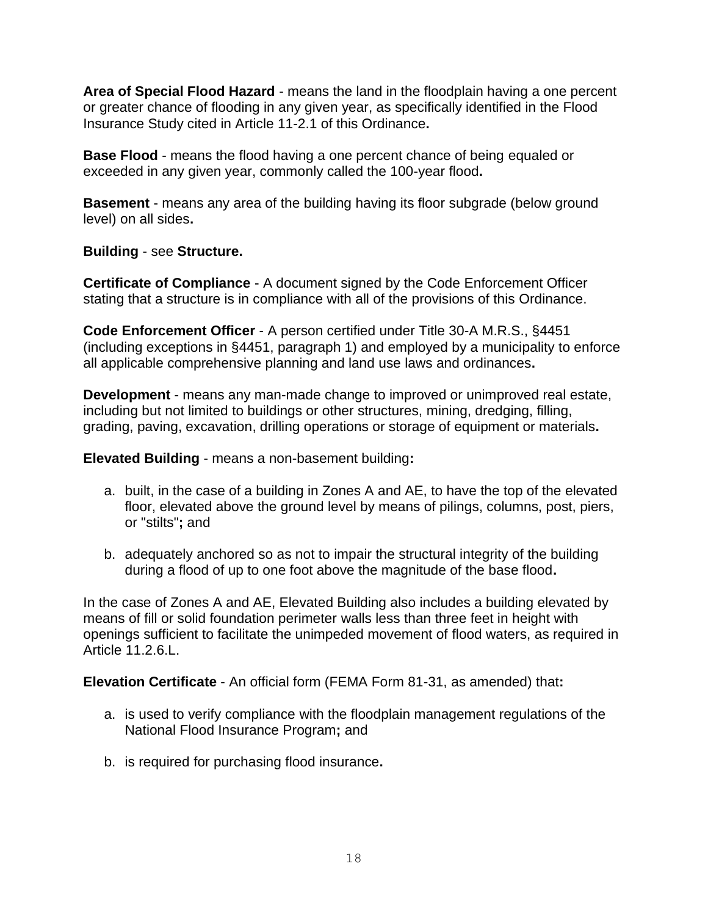**Area of Special Flood Hazard** - means the land in the floodplain having a one percent or greater chance of flooding in any given year, as specifically identified in the Flood Insurance Study cited in Article 11-2.1 of this Ordinance**.**

**Base Flood** - means the flood having a one percent chance of being equaled or exceeded in any given year, commonly called the 100-year flood**.**

**Basement** - means any area of the building having its floor subgrade (below ground level) on all sides**.**

**Building** - see **Structure.**

**Certificate of Compliance** - A document signed by the Code Enforcement Officer stating that a structure is in compliance with all of the provisions of this Ordinance.

**Code Enforcement Officer** - A person certified under Title 30-A M.R.S., §4451 (including exceptions in §4451, paragraph 1) and employed by a municipality to enforce all applicable comprehensive planning and land use laws and ordinances**.**

**Development** - means any man-made change to improved or unimproved real estate, including but not limited to buildings or other structures, mining, dredging, filling, grading, paving, excavation, drilling operations or storage of equipment or materials**.**

**Elevated Building** - means a non-basement building**:**

a. built, in the case of a building in Zones A and AE, to have the top of the elevated floor, elevated above the ground level by means of pilings, columns, post, piers, or "stilts"**;** and

b. adequately anchored so as not to impair the structural integrity of the building during a flood of up to one foot above the magnitude of the base flood**.**

In the case of Zones A and AE, Elevated Building also includes a building elevated by means of fill or solid foundation perimeter walls less than three feet in height with openings sufficient to facilitate the unimpeded movement of flood waters, as required in Article 11.2.6.L.

**Elevation Certificate** - An official form (FEMA Form 81-31, as amended) that**:**

a. is used to verify compliance with the floodplain management regulations of the National Flood Insurance Program**;** and

b. is required for purchasing flood insurance**.**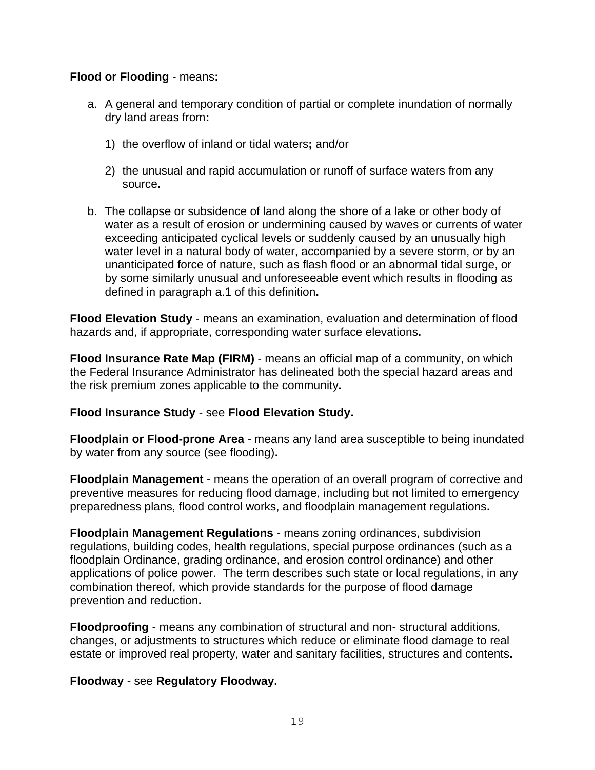**Flood or Flooding** - means**:**

a. A general and temporary condition of partial or complete inundation of normally dry land areas from**:**

   1) the overflow of inland or tidal waters**;** and/or

   2) the unusual and rapid accumulation or runoff of surface waters from any source**.**

b. The collapse or subsidence of land along the shore of a lake or other body of water as a result of erosion or undermining caused by waves or currents of water exceeding anticipated cyclical levels or suddenly caused by an unusually high water level in a natural body of water, accompanied by a severe storm, or by an unanticipated force of nature, such as flash flood or an abnormal tidal surge, or by some similarly unusual and unforeseeable event which results in flooding as defined in paragraph a.1 of this definition**.**

**Flood Elevation Study** - means an examination, evaluation and determination of flood hazards and, if appropriate, corresponding water surface elevations**.**

**Flood Insurance Rate Map (FIRM)** - means an official map of a community, on which the Federal Insurance Administrator has delineated both the special hazard areas and the risk premium zones applicable to the community**.**

**Flood Insurance Study** - see **Flood Elevation Study.**

**Floodplain or Flood-prone Area** - means any land area susceptible to being inundated by water from any source (see flooding)**.**

**Floodplain Management** - means the operation of an overall program of corrective and preventive measures for reducing flood damage, including but not limited to emergency preparedness plans, flood control works, and floodplain management regulations**.**

**Floodplain Management Regulations** - means zoning ordinances, subdivision regulations, building codes, health regulations, special purpose ordinances (such as a floodplain Ordinance, grading ordinance, and erosion control ordinance) and other applications of police power. The term describes such state or local regulations, in any combination thereof, which provide standards for the purpose of flood damage prevention and reduction**.**

**Floodproofing** - means any combination of structural and non- structural additions, changes, or adjustments to structures which reduce or eliminate flood damage to real estate or improved real property, water and sanitary facilities, structures and contents**.**

**Floodway** - see **Regulatory Floodway.**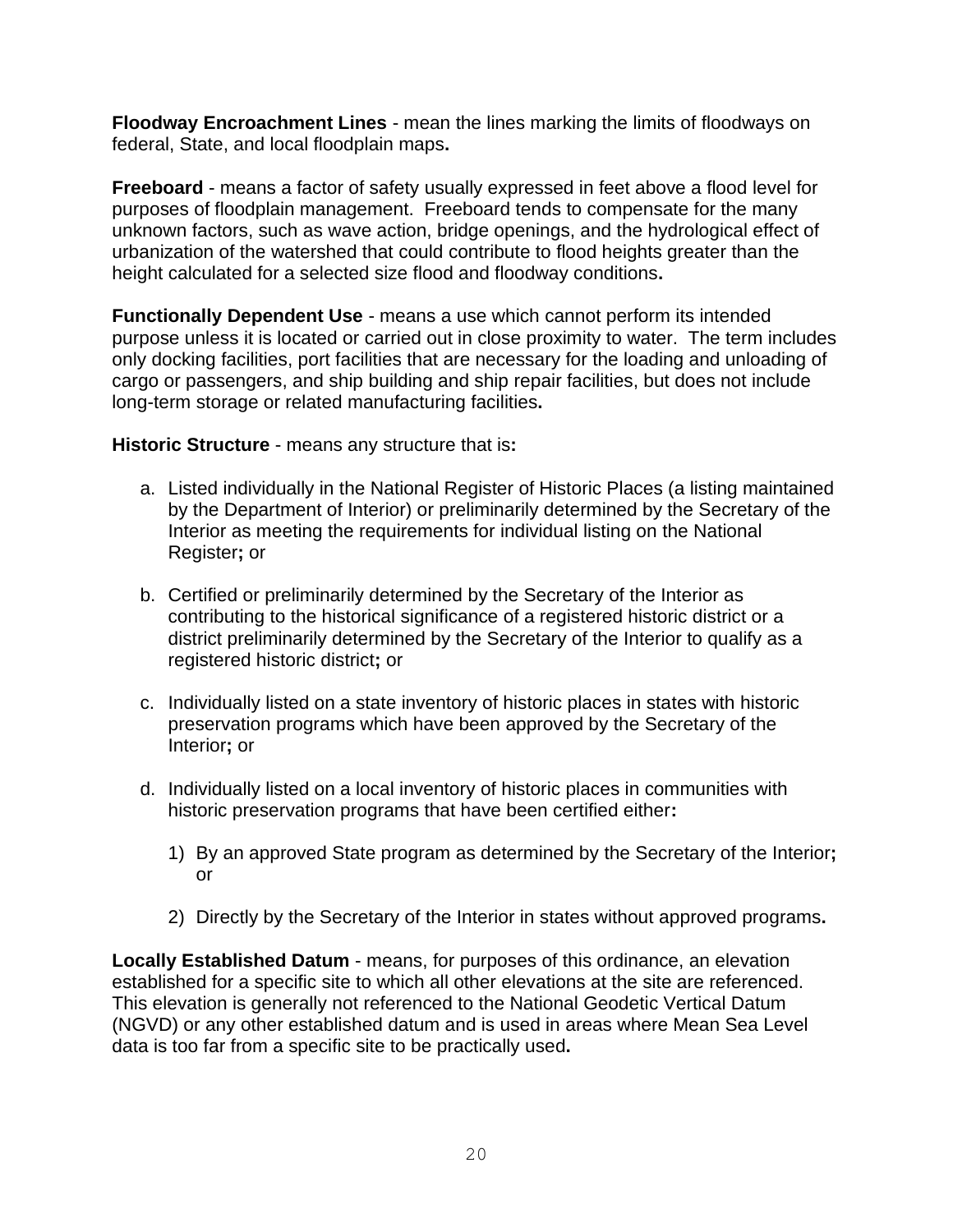**Floodway Encroachment Lines** - mean the lines marking the limits of floodways on federal, State, and local floodplain maps**.**

**Freeboard** - means a factor of safety usually expressed in feet above a flood level for purposes of floodplain management. Freeboard tends to compensate for the many unknown factors, such as wave action, bridge openings, and the hydrological effect of urbanization of the watershed that could contribute to flood heights greater than the height calculated for a selected size flood and floodway conditions**.**

**Functionally Dependent Use** - means a use which cannot perform its intended purpose unless it is located or carried out in close proximity to water. The term includes only docking facilities, port facilities that are necessary for the loading and unloading of cargo or passengers, and ship building and ship repair facilities, but does not include long-term storage or related manufacturing facilities**.**

**Historic Structure** - means any structure that is**:**

a. Listed individually in the National Register of Historic Places (a listing maintained by the Department of Interior) or preliminarily determined by the Secretary of the Interior as meeting the requirements for individual listing on the National Register**;** or

b. Certified or preliminarily determined by the Secretary of the Interior as contributing to the historical significance of a registered historic district or a district preliminarily determined by the Secretary of the Interior to qualify as a registered historic district**;** or

c. Individually listed on a state inventory of historic places in states with historic preservation programs which have been approved by the Secretary of the Interior**;** or

d. Individually listed on a local inventory of historic places in communities with historic preservation programs that have been certified either**:**

   1) By an approved State program as determined by the Secretary of the Interior**;** or

   2) Directly by the Secretary of the Interior in states without approved programs**.**

**Locally Established Datum** - means, for purposes of this ordinance, an elevation established for a specific site to which all other elevations at the site are referenced. This elevation is generally not referenced to the National Geodetic Vertical Datum (NGVD) or any other established datum and is used in areas where Mean Sea Level data is too far from a specific site to be practically used**.**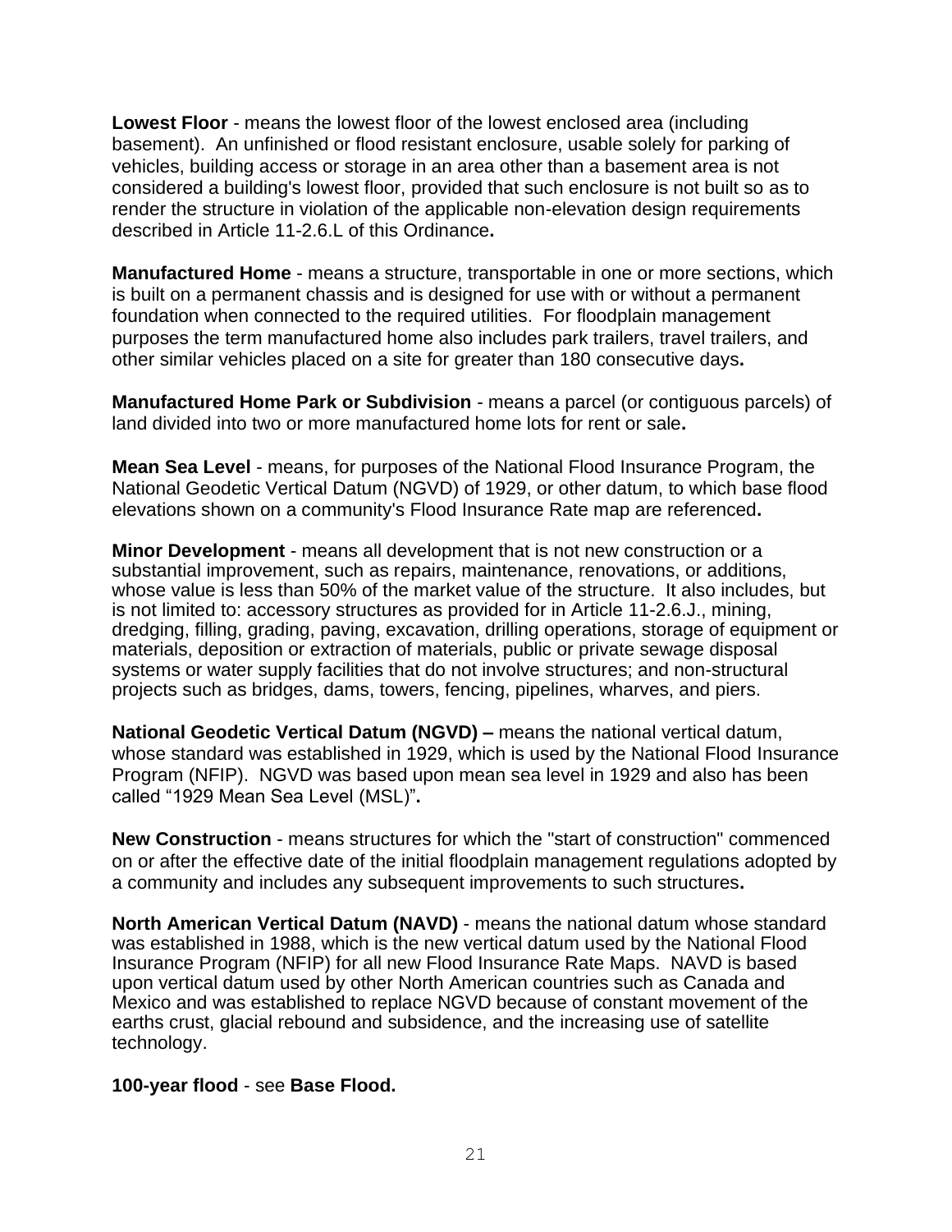**Lowest Floor** - means the lowest floor of the lowest enclosed area (including basement). An unfinished or flood resistant enclosure, usable solely for parking of vehicles, building access or storage in an area other than a basement area is not considered a building's lowest floor, provided that such enclosure is not built so as to render the structure in violation of the applicable non-elevation design requirements described in Article 11-2.6.L of this Ordinance**.**

**Manufactured Home** - means a structure, transportable in one or more sections, which is built on a permanent chassis and is designed for use with or without a permanent foundation when connected to the required utilities. For floodplain management purposes the term manufactured home also includes park trailers, travel trailers, and other similar vehicles placed on a site for greater than 180 consecutive days**.**

**Manufactured Home Park or Subdivision** - means a parcel (or contiguous parcels) of land divided into two or more manufactured home lots for rent or sale**.**

**Mean Sea Level** - means, for purposes of the National Flood Insurance Program, the National Geodetic Vertical Datum (NGVD) of 1929, or other datum, to which base flood elevations shown on a community's Flood Insurance Rate map are referenced**.**

**Minor Development** - means all development that is not new construction or a substantial improvement, such as repairs, maintenance, renovations, or additions, whose value is less than 50% of the market value of the structure. It also includes, but is not limited to: accessory structures as provided for in Article 11-2.6.J., mining, dredging, filling, grading, paving, excavation, drilling operations, storage of equipment or materials, deposition or extraction of materials, public or private sewage disposal systems or water supply facilities that do not involve structures; and non-structural projects such as bridges, dams, towers, fencing, pipelines, wharves, and piers.

**National Geodetic Vertical Datum (NGVD) –** means the national vertical datum, whose standard was established in 1929, which is used by the National Flood Insurance Program (NFIP). NGVD was based upon mean sea level in 1929 and also has been called "1929 Mean Sea Level (MSL)"**.**

**New Construction** - means structures for which the "start of construction" commenced on or after the effective date of the initial floodplain management regulations adopted by a community and includes any subsequent improvements to such structures**.**

**North American Vertical Datum (NAVD)** - means the national datum whose standard was established in 1988, which is the new vertical datum used by the National Flood Insurance Program (NFIP) for all new Flood Insurance Rate Maps. NAVD is based upon vertical datum used by other North American countries such as Canada and Mexico and was established to replace NGVD because of constant movement of the earths crust, glacial rebound and subsidence, and the increasing use of satellite technology.

**100-year flood** - see **Base Flood.**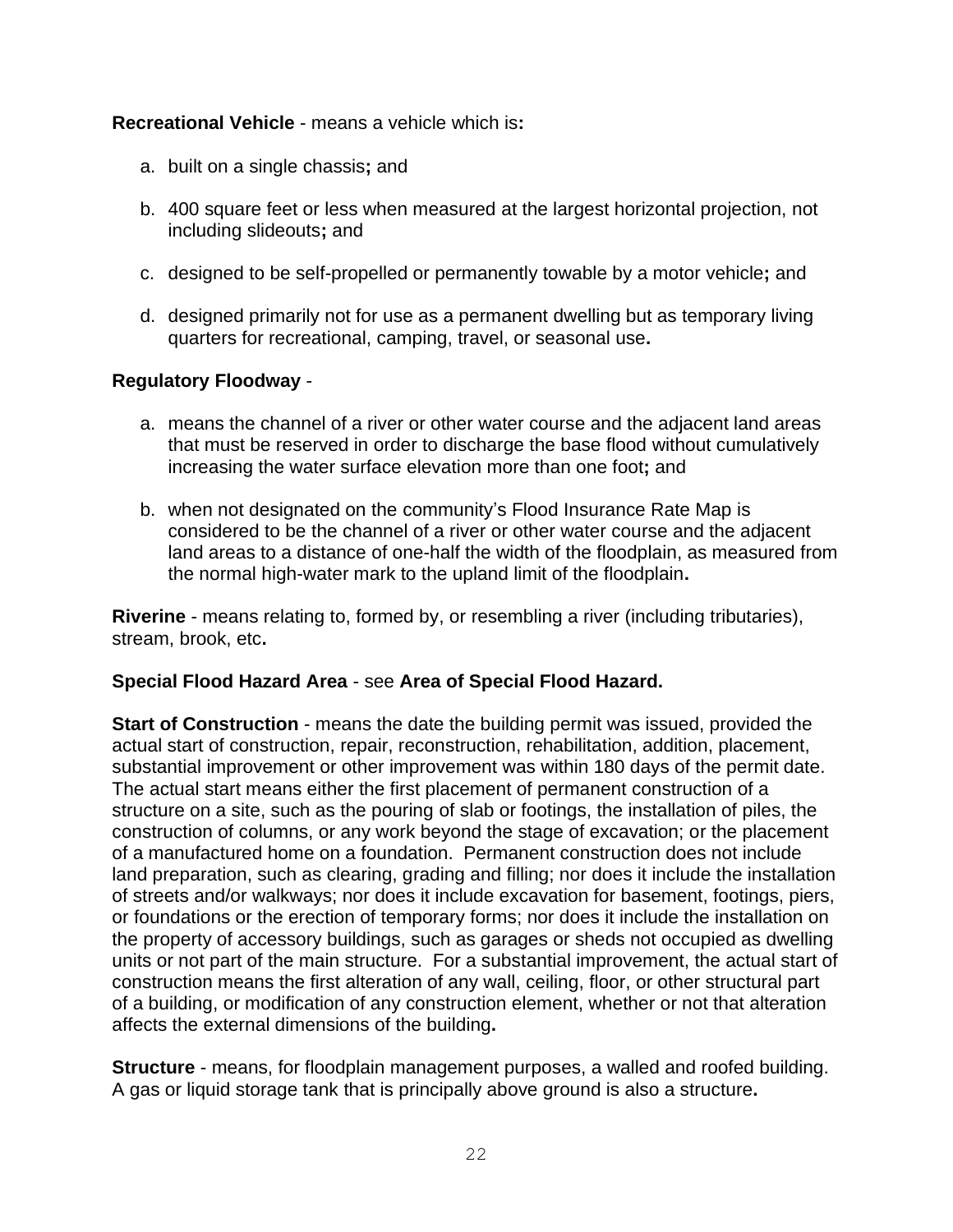**Recreational Vehicle** - means a vehicle which is**:**

a. built on a single chassis**;** and

b. 400 square feet or less when measured at the largest horizontal projection, not including slideouts**;** and

c. designed to be self-propelled or permanently towable by a motor vehicle**;** and

d. designed primarily not for use as a permanent dwelling but as temporary living quarters for recreational, camping, travel, or seasonal use**.**

**Regulatory Floodway** -

a. means the channel of a river or other water course and the adjacent land areas that must be reserved in order to discharge the base flood without cumulatively increasing the water surface elevation more than one foot**;** and

b. when not designated on the community's Flood Insurance Rate Map is considered to be the channel of a river or other water course and the adjacent land areas to a distance of one-half the width of the floodplain, as measured from the normal high-water mark to the upland limit of the floodplain**.**

**Riverine** - means relating to, formed by, or resembling a river (including tributaries), stream, brook, etc**.**

**Special Flood Hazard Area** - see **Area of Special Flood Hazard.**

**Start of Construction** - means the date the building permit was issued, provided the actual start of construction, repair, reconstruction, rehabilitation, addition, placement, substantial improvement or other improvement was within 180 days of the permit date. The actual start means either the first placement of permanent construction of a structure on a site, such as the pouring of slab or footings, the installation of piles, the construction of columns, or any work beyond the stage of excavation; or the placement of a manufactured home on a foundation. Permanent construction does not include land preparation, such as clearing, grading and filling; nor does it include the installation of streets and/or walkways; nor does it include excavation for basement, footings, piers, or foundations or the erection of temporary forms; nor does it include the installation on the property of accessory buildings, such as garages or sheds not occupied as dwelling units or not part of the main structure. For a substantial improvement, the actual start of construction means the first alteration of any wall, ceiling, floor, or other structural part of a building, or modification of any construction element, whether or not that alteration affects the external dimensions of the building**.**

**Structure** - means, for floodplain management purposes, a walled and roofed building. A gas or liquid storage tank that is principally above ground is also a structure**.**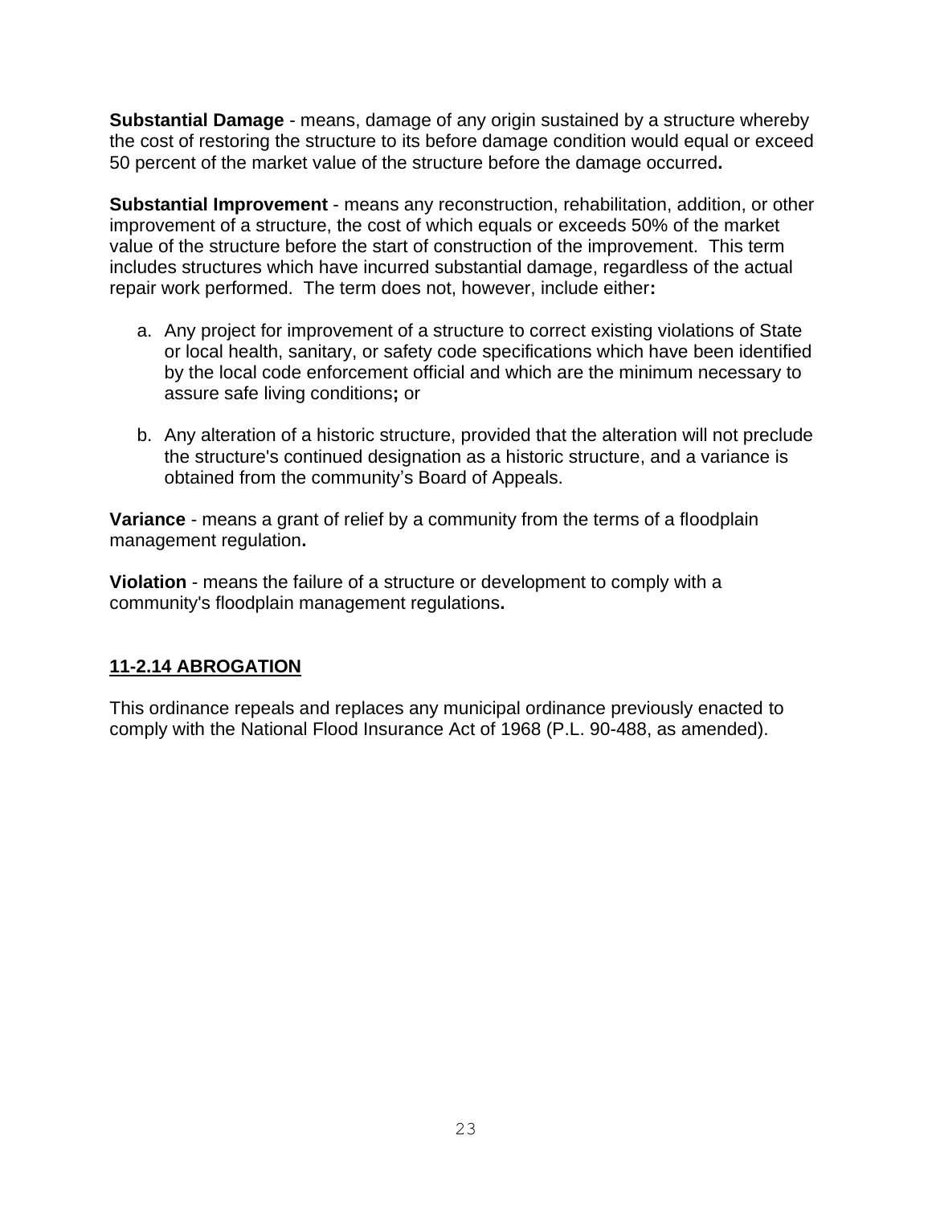**Substantial Damage** - means, damage of any origin sustained by a structure whereby the cost of restoring the structure to its before damage condition would equal or exceed 50 percent of the market value of the structure before the damage occurred**.**

**Substantial Improvement** - means any reconstruction, rehabilitation, addition, or other improvement of a structure, the cost of which equals or exceeds 50% of the market value of the structure before the start of construction of the improvement. This term includes structures which have incurred substantial damage, regardless of the actual repair work performed. The term does not, however, include either**:**

a. Any project for improvement of a structure to correct existing violations of State or local health, sanitary, or safety code specifications which have been identified by the local code enforcement official and which are the minimum necessary to assure safe living conditions**;** or

b. Any alteration of a historic structure, provided that the alteration will not preclude the structure's continued designation as a historic structure, and a variance is obtained from the community's Board of Appeals.

**Variance** - means a grant of relief by a community from the terms of a floodplain management regulation**.**

**Violation** - means the failure of a structure or development to comply with a community's floodplain management regulations**.**

## 11-2.14 ABROGATION

This ordinance repeals and replaces any municipal ordinance previously enacted to comply with the National Flood Insurance Act of 1968 (P.L. 90-488, as amended).